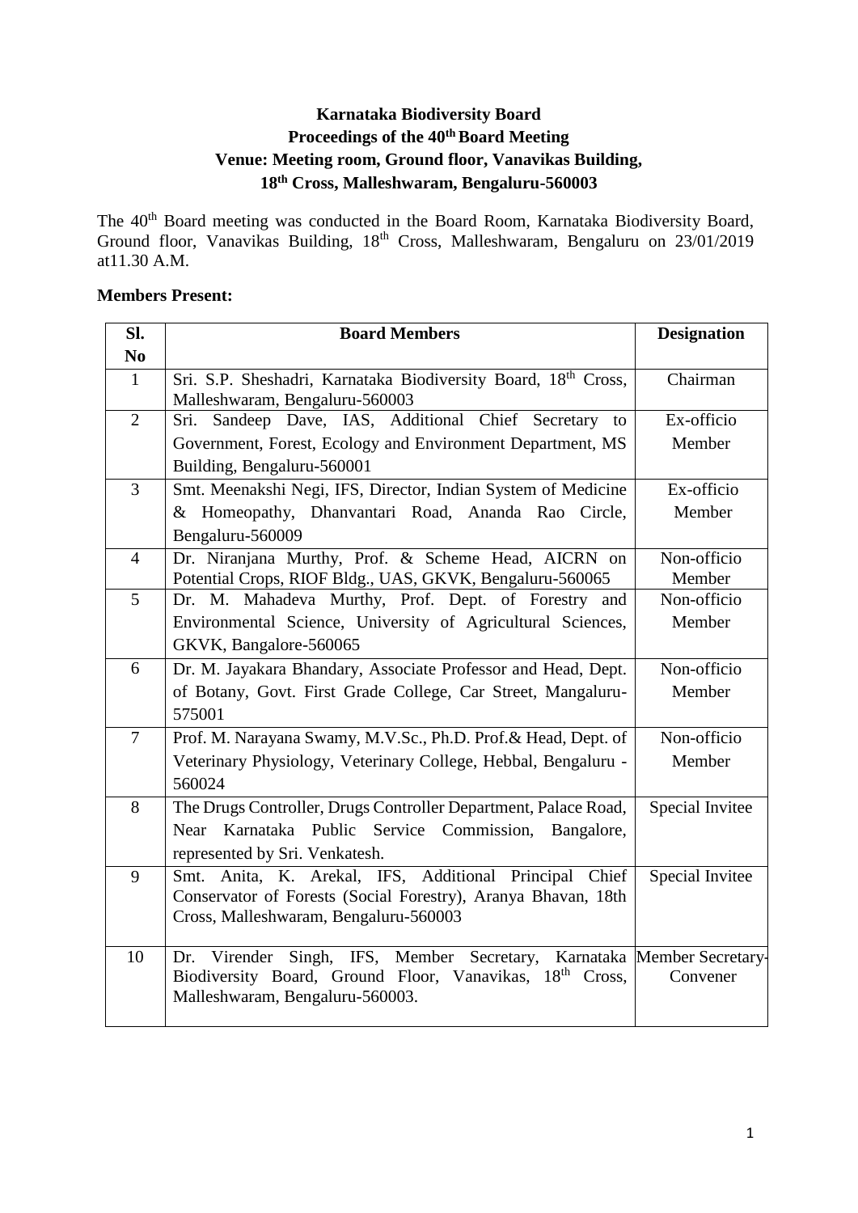**Karnataka Biodiversity Board**
**Proceedings of the 40th Board Meeting**
**Venue: Meeting room, Ground floor, Vanavikas Building,**
**18th Cross, Malleshwaram, Bengaluru-560003**

The 40th Board meeting was conducted in the Board Room, Karnataka Biodiversity Board, Ground floor, Vanavikas Building, 18th Cross, Malleshwaram, Bengaluru on 23/01/2019 at11.30 A.M.

**Members Present:**

| Sl. No | Board Members | Designation |
|---|---|---|
| 1 | Sri. S.P. Sheshadri, Karnataka Biodiversity Board, 18th Cross, Malleshwaram, Bengaluru-560003 | Chairman |
| 2 | Sri. Sandeep Dave, IAS, Additional Chief Secretary to Government, Forest, Ecology and Environment Department, MS Building, Bengaluru-560001 | Ex-officio Member |
| 3 | Smt. Meenakshi Negi, IFS, Director, Indian System of Medicine & Homeopathy, Dhanvantari Road, Ananda Rao Circle, Bengaluru-560009 | Ex-officio Member |
| 4 | Dr. Niranjana Murthy, Prof. & Scheme Head, AICRN on Potential Crops, RIOF Bldg., UAS, GKVK, Bengaluru-560065 | Non-officio Member |
| 5 | Dr. M. Mahadeva Murthy, Prof. Dept. of Forestry and Environmental Science, University of Agricultural Sciences, GKVK, Bangalore-560065 | Non-officio Member |
| 6 | Dr. M. Jayakara Bhandary, Associate Professor and Head, Dept. of Botany, Govt. First Grade College, Car Street, Mangaluru-575001 | Non-officio Member |
| 7 | Prof. M. Narayana Swamy, M.V.Sc., Ph.D. Prof.& Head, Dept. of Veterinary Physiology, Veterinary College, Hebbal, Bengaluru - 560024 | Non-officio Member |
| 8 | The Drugs Controller, Drugs Controller Department, Palace Road, Near Karnataka Public Service Commission, Bangalore, represented by Sri. Venkatesh. | Special Invitee |
| 9 | Smt. Anita, K. Arekal, IFS, Additional Principal Chief Conservator of Forests (Social Forestry), Aranya Bhavan, 18th Cross, Malleshwaram, Bengaluru-560003 | Special Invitee |
| 10 | Dr. Virender Singh, IFS, Member Secretary, Karnataka Biodiversity Board, Ground Floor, Vanavikas, 18th Cross, Malleshwaram, Bengaluru-560003. | Member Secretary-Convener |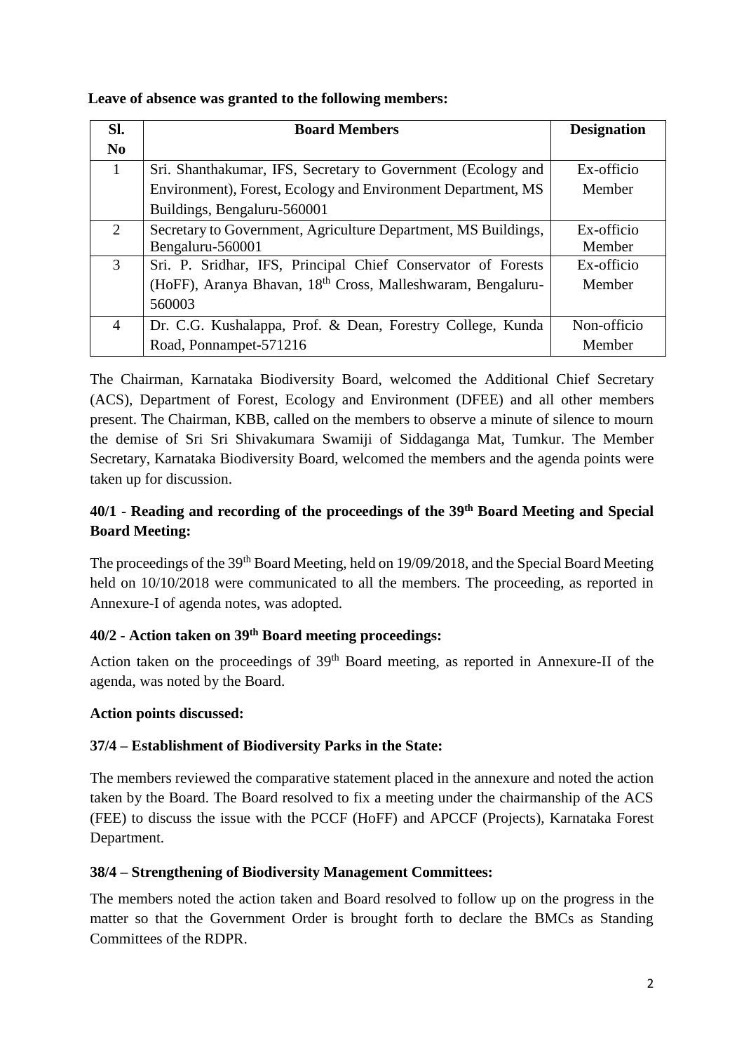**Leave of absence was granted to the following members:**

| Sl. No | Board Members | Designation |
|---|---|---|
| 1 | Sri. Shanthakumar, IFS, Secretary to Government (Ecology and Environment), Forest, Ecology and Environment Department, MS Buildings, Bengaluru-560001 | Ex-officio Member |
| 2 | Secretary to Government, Agriculture Department, MS Buildings, Bengaluru-560001 | Ex-officio Member |
| 3 | Sri. P. Sridhar, IFS, Principal Chief Conservator of Forests (HoFF), Aranya Bhavan, 18th Cross, Malleshwaram, Bengaluru-560003 | Ex-officio Member |
| 4 | Dr. C.G. Kushalappa, Prof. & Dean, Forestry College, Kunda Road, Ponnampet-571216 | Non-officio Member |

The Chairman, Karnataka Biodiversity Board, welcomed the Additional Chief Secretary (ACS), Department of Forest, Ecology and Environment (DFEE) and all other members present. The Chairman, KBB, called on the members to observe a minute of silence to mourn the demise of Sri Sri Shivakumara Swamiji of Siddaganga Mat, Tumkur. The Member Secretary, Karnataka Biodiversity Board, welcomed the members and the agenda points were taken up for discussion.

**40/1 - Reading and recording of the proceedings of the 39th Board Meeting and Special Board Meeting:**

The proceedings of the 39th Board Meeting, held on 19/09/2018, and the Special Board Meeting held on 10/10/2018 were communicated to all the members. The proceeding, as reported in Annexure-I of agenda notes, was adopted.

**40/2 - Action taken on 39th Board meeting proceedings:**

Action taken on the proceedings of 39th Board meeting, as reported in Annexure-II of the agenda, was noted by the Board.

**Action points discussed:**

**37/4 – Establishment of Biodiversity Parks in the State:**

The members reviewed the comparative statement placed in the annexure and noted the action taken by the Board. The Board resolved to fix a meeting under the chairmanship of the ACS (FEE) to discuss the issue with the PCCF (HoFF) and APCCF (Projects), Karnataka Forest Department.

**38/4 – Strengthening of Biodiversity Management Committees:**

The members noted the action taken and Board resolved to follow up on the progress in the matter so that the Government Order is brought forth to declare the BMCs as Standing Committees of the RDPR.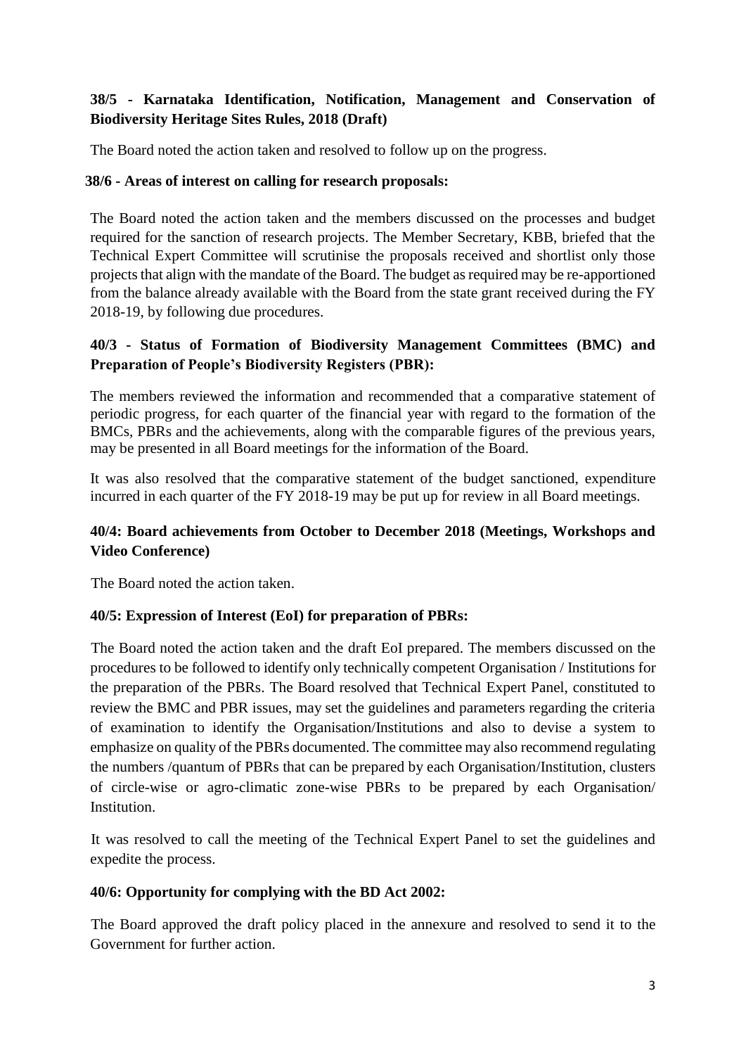**38/5 - Karnataka Identification, Notification, Management and Conservation of Biodiversity Heritage Sites Rules, 2018 (Draft)**

The Board noted the action taken and resolved to follow up on the progress.

**38/6 - Areas of interest on calling for research proposals:**

The Board noted the action taken and the members discussed on the processes and budget required for the sanction of research projects. The Member Secretary, KBB, briefed that the Technical Expert Committee will scrutinise the proposals received and shortlist only those projects that align with the mandate of the Board. The budget as required may be re-apportioned from the balance already available with the Board from the state grant received during the FY 2018-19, by following due procedures.

**40/3 - Status of Formation of Biodiversity Management Committees (BMC) and Preparation of People's Biodiversity Registers (PBR):**

The members reviewed the information and recommended that a comparative statement of periodic progress, for each quarter of the financial year with regard to the formation of the BMCs, PBRs and the achievements, along with the comparable figures of the previous years, may be presented in all Board meetings for the information of the Board.

It was also resolved that the comparative statement of the budget sanctioned, expenditure incurred in each quarter of the FY 2018-19 may be put up for review in all Board meetings.

**40/4: Board achievements from October to December 2018 (Meetings, Workshops and Video Conference)**

The Board noted the action taken.

**40/5: Expression of Interest (EoI) for preparation of PBRs:**

The Board noted the action taken and the draft EoI prepared. The members discussed on the procedures to be followed to identify only technically competent Organisation / Institutions for the preparation of the PBRs. The Board resolved that Technical Expert Panel, constituted to review the BMC and PBR issues, may set the guidelines and parameters regarding the criteria of examination to identify the Organisation/Institutions and also to devise a system to emphasize on quality of the PBRs documented. The committee may also recommend regulating the numbers /quantum of PBRs that can be prepared by each Organisation/Institution, clusters of circle-wise or agro-climatic zone-wise PBRs to be prepared by each Organisation/ Institution.

It was resolved to call the meeting of the Technical Expert Panel to set the guidelines and expedite the process.

**40/6: Opportunity for complying with the BD Act 2002:**

The Board approved the draft policy placed in the annexure and resolved to send it to the Government for further action.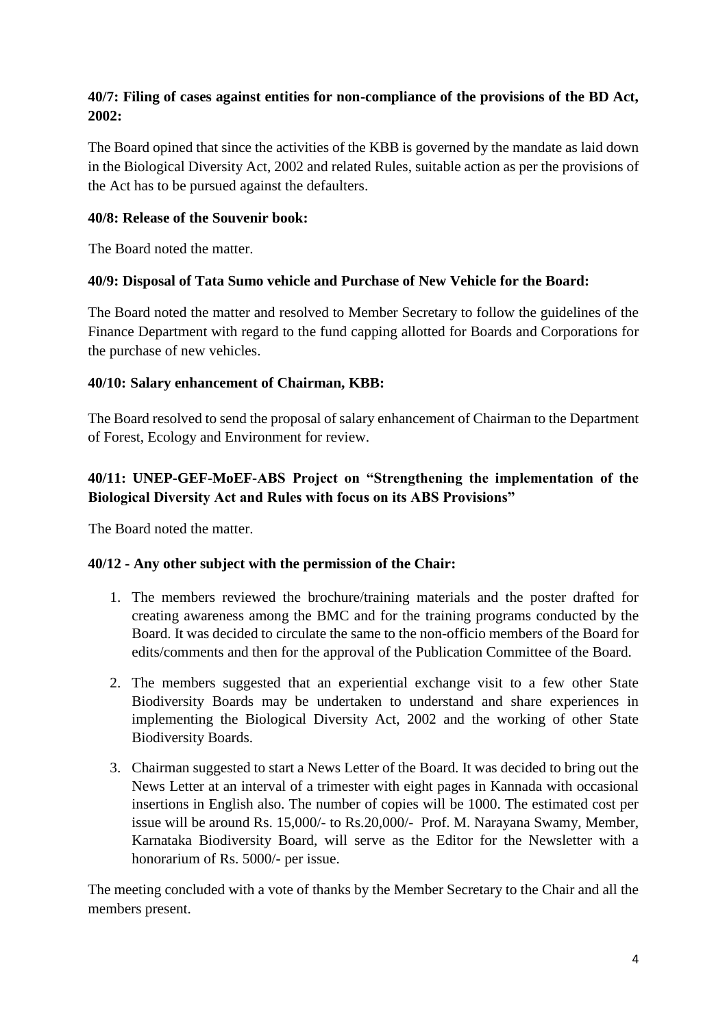**40/7: Filing of cases against entities for non-compliance of the provisions of the BD Act, 2002:**

The Board opined that since the activities of the KBB is governed by the mandate as laid down in the Biological Diversity Act, 2002 and related Rules, suitable action as per the provisions of the Act has to be pursued against the defaulters.

**40/8: Release of the Souvenir book:**

The Board noted the matter.

**40/9: Disposal of Tata Sumo vehicle and Purchase of New Vehicle for the Board:**

The Board noted the matter and resolved to Member Secretary to follow the guidelines of the Finance Department with regard to the fund capping allotted for Boards and Corporations for the purchase of new vehicles.

**40/10: Salary enhancement of Chairman, KBB:**

The Board resolved to send the proposal of salary enhancement of Chairman to the Department of Forest, Ecology and Environment for review.

**40/11: UNEP-GEF-MoEF-ABS Project on "Strengthening the implementation of the Biological Diversity Act and Rules with focus on its ABS Provisions"**

The Board noted the matter.

**40/12 - Any other subject with the permission of the Chair:**

1. The members reviewed the brochure/training materials and the poster drafted for creating awareness among the BMC and for the training programs conducted by the Board. It was decided to circulate the same to the non-officio members of the Board for edits/comments and then for the approval of the Publication Committee of the Board.
2. The members suggested that an experiential exchange visit to a few other State Biodiversity Boards may be undertaken to understand and share experiences in implementing the Biological Diversity Act, 2002 and the working of other State Biodiversity Boards.
3. Chairman suggested to start a News Letter of the Board. It was decided to bring out the News Letter at an interval of a trimester with eight pages in Kannada with occasional insertions in English also. The number of copies will be 1000. The estimated cost per issue will be around Rs. 15,000/- to Rs.20,000/- Prof. M. Narayana Swamy, Member, Karnataka Biodiversity Board, will serve as the Editor for the Newsletter with a honorarium of Rs. 5000/- per issue.

The meeting concluded with a vote of thanks by the Member Secretary to the Chair and all the members present.